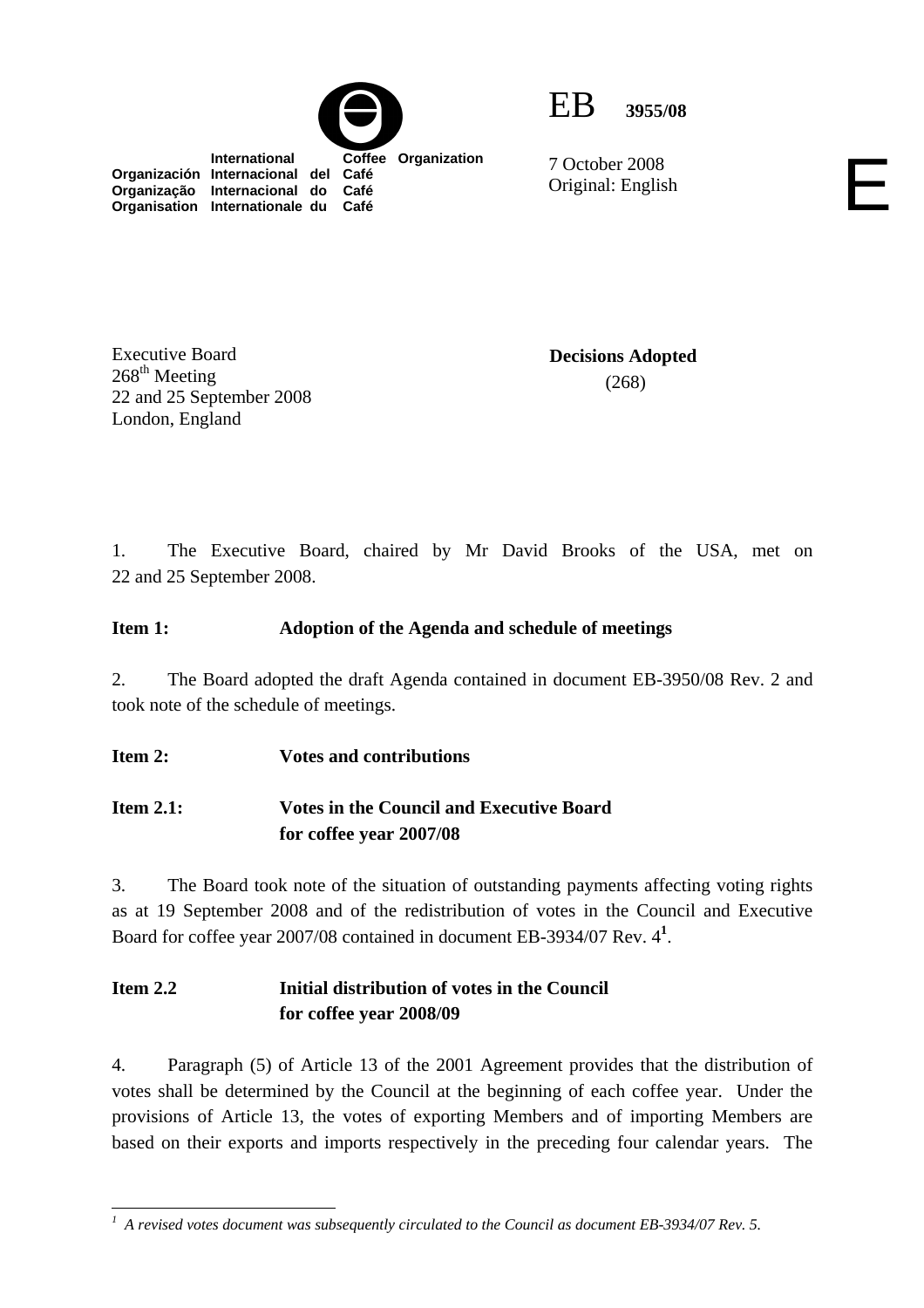International Coffee Organization
Organización Internacional del Café
Organização Internacional do Café
Organisation Internationale du Café

EB 3955/08

7 October 2008
Original: English

E

Executive Board
268th Meeting
22 and 25 September 2008
London, England

**Decisions Adopted**
(268)

1. The Executive Board, chaired by Mr David Brooks of the USA, met on 22 and 25 September 2008.

**Item 1: Adoption of the Agenda and schedule of meetings**

2. The Board adopted the draft Agenda contained in document EB-3950/08 Rev. 2 and took note of the schedule of meetings.

**Item 2: Votes and contributions**

**Item 2.1: Votes in the Council and Executive Board for coffee year 2007/08**

3. The Board took note of the situation of outstanding payments affecting voting rights as at 19 September 2008 and of the redistribution of votes in the Council and Executive Board for coffee year 2007/08 contained in document EB-3934/07 Rev. 4[1].

**Item 2.2 Initial distribution of votes in the Council for coffee year 2008/09**

4. Paragraph (5) of Article 13 of the 2001 Agreement provides that the distribution of votes shall be determined by the Council at the beginning of each coffee year. Under the provisions of Article 13, the votes of exporting Members and of importing Members are based on their exports and imports respectively in the preceding four calendar years. The

[1] *A revised votes document was subsequently circulated to the Council as document EB-3934/07 Rev. 5.*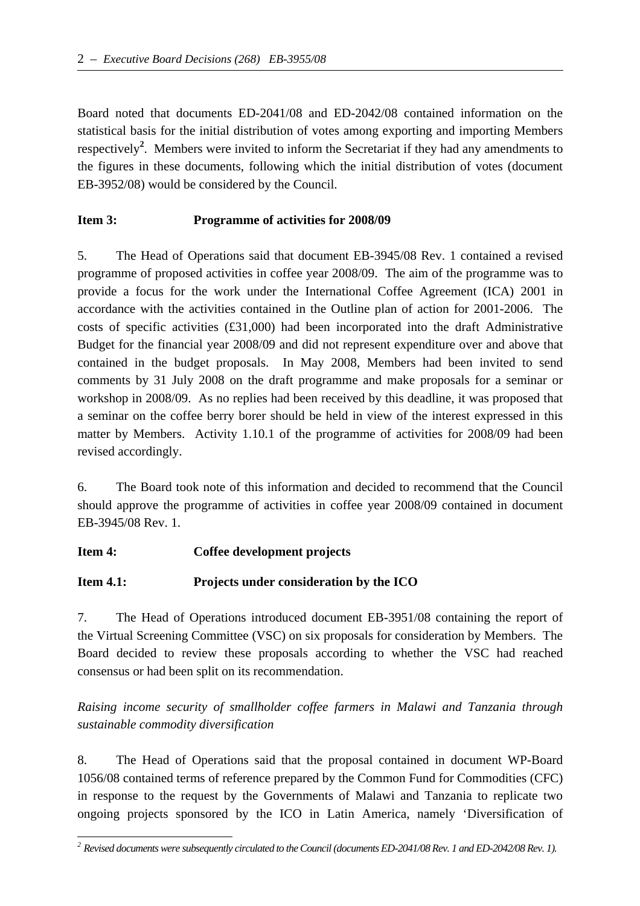Board noted that documents ED-2041/08 and ED-2042/08 contained information on the statistical basis for the initial distribution of votes among exporting and importing Members respectively[2]. Members were invited to inform the Secretariat if they had any amendments to the figures in these documents, following which the initial distribution of votes (document EB-3952/08) would be considered by the Council.

**Item 3: Programme of activities for 2008/09**

5. The Head of Operations said that document EB-3945/08 Rev. 1 contained a revised programme of proposed activities in coffee year 2008/09. The aim of the programme was to provide a focus for the work under the International Coffee Agreement (ICA) 2001 in accordance with the activities contained in the Outline plan of action for 2001-2006. The costs of specific activities (£31,000) had been incorporated into the draft Administrative Budget for the financial year 2008/09 and did not represent expenditure over and above that contained in the budget proposals. In May 2008, Members had been invited to send comments by 31 July 2008 on the draft programme and make proposals for a seminar or workshop in 2008/09. As no replies had been received by this deadline, it was proposed that a seminar on the coffee berry borer should be held in view of the interest expressed in this matter by Members. Activity 1.10.1 of the programme of activities for 2008/09 had been revised accordingly.

6. The Board took note of this information and decided to recommend that the Council should approve the programme of activities in coffee year 2008/09 contained in document EB-3945/08 Rev. 1.

**Item 4: Coffee development projects**

**Item 4.1: Projects under consideration by the ICO**

7. The Head of Operations introduced document EB-3951/08 containing the report of the Virtual Screening Committee (VSC) on six proposals for consideration by Members. The Board decided to review these proposals according to whether the VSC had reached consensus or had been split on its recommendation.

*Raising income security of smallholder coffee farmers in Malawi and Tanzania through sustainable commodity diversification*

8. The Head of Operations said that the proposal contained in document WP-Board 1056/08 contained terms of reference prepared by the Common Fund for Commodities (CFC) in response to the request by the Governments of Malawi and Tanzania to replicate two ongoing projects sponsored by the ICO in Latin America, namely 'Diversification of

---

[2] *Revised documents were subsequently circulated to the Council (documents ED-2041/08 Rev. 1 and ED-2042/08 Rev. 1).*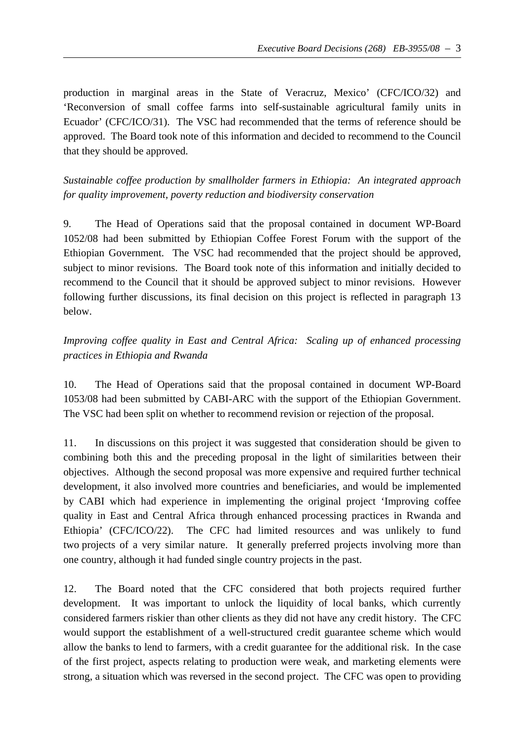production in marginal areas in the State of Veracruz, Mexico' (CFC/ICO/32) and 'Reconversion of small coffee farms into self-sustainable agricultural family units in Ecuador' (CFC/ICO/31). The VSC had recommended that the terms of reference should be approved. The Board took note of this information and decided to recommend to the Council that they should be approved.

*Sustainable coffee production by smallholder farmers in Ethiopia: An integrated approach for quality improvement, poverty reduction and biodiversity conservation*

9. The Head of Operations said that the proposal contained in document WP-Board 1052/08 had been submitted by Ethiopian Coffee Forest Forum with the support of the Ethiopian Government. The VSC had recommended that the project should be approved, subject to minor revisions. The Board took note of this information and initially decided to recommend to the Council that it should be approved subject to minor revisions. However following further discussions, its final decision on this project is reflected in paragraph 13 below.

*Improving coffee quality in East and Central Africa: Scaling up of enhanced processing practices in Ethiopia and Rwanda*

10. The Head of Operations said that the proposal contained in document WP-Board 1053/08 had been submitted by CABI-ARC with the support of the Ethiopian Government. The VSC had been split on whether to recommend revision or rejection of the proposal.

11. In discussions on this project it was suggested that consideration should be given to combining both this and the preceding proposal in the light of similarities between their objectives. Although the second proposal was more expensive and required further technical development, it also involved more countries and beneficiaries, and would be implemented by CABI which had experience in implementing the original project 'Improving coffee quality in East and Central Africa through enhanced processing practices in Rwanda and Ethiopia' (CFC/ICO/22). The CFC had limited resources and was unlikely to fund two projects of a very similar nature. It generally preferred projects involving more than one country, although it had funded single country projects in the past.

12. The Board noted that the CFC considered that both projects required further development. It was important to unlock the liquidity of local banks, which currently considered farmers riskier than other clients as they did not have any credit history. The CFC would support the establishment of a well-structured credit guarantee scheme which would allow the banks to lend to farmers, with a credit guarantee for the additional risk. In the case of the first project, aspects relating to production were weak, and marketing elements were strong, a situation which was reversed in the second project. The CFC was open to providing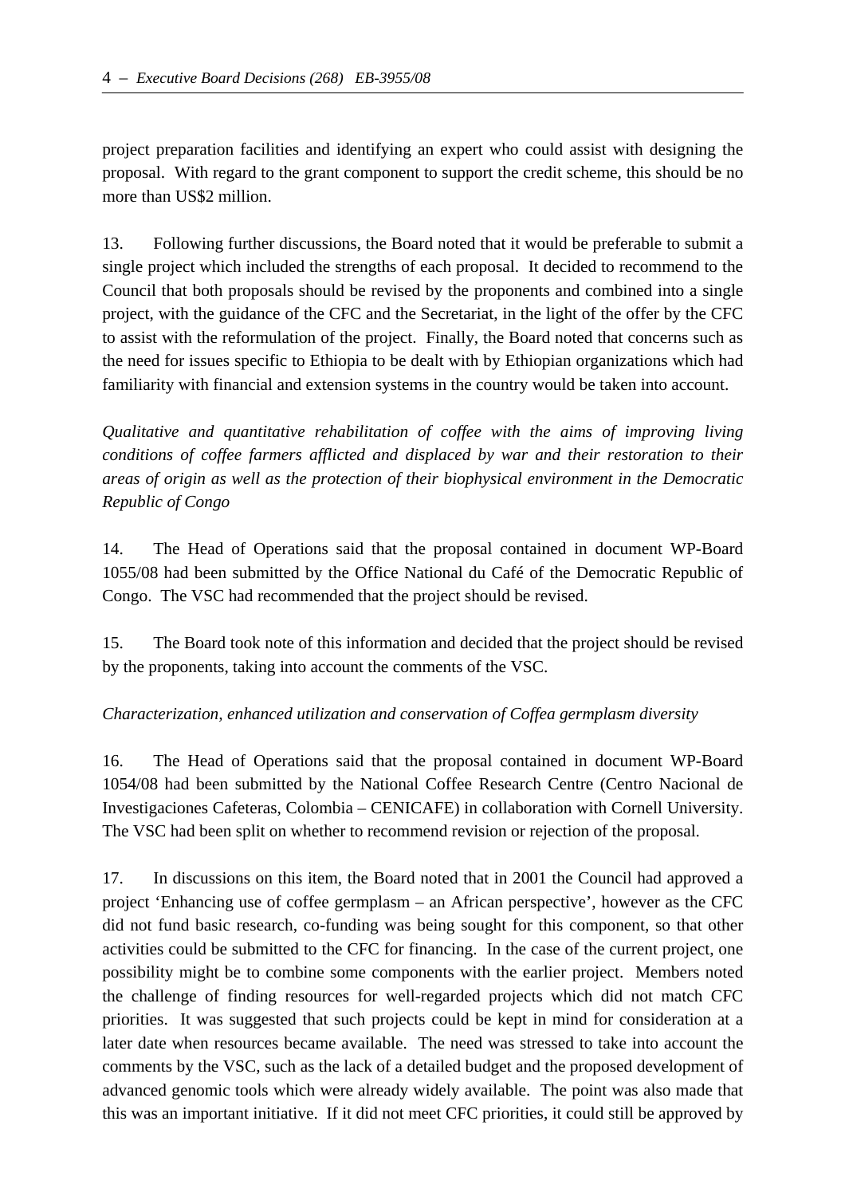project preparation facilities and identifying an expert who could assist with designing the proposal. With regard to the grant component to support the credit scheme, this should be no more than US$2 million.

13. Following further discussions, the Board noted that it would be preferable to submit a single project which included the strengths of each proposal. It decided to recommend to the Council that both proposals should be revised by the proponents and combined into a single project, with the guidance of the CFC and the Secretariat, in the light of the offer by the CFC to assist with the reformulation of the project. Finally, the Board noted that concerns such as the need for issues specific to Ethiopia to be dealt with by Ethiopian organizations which had familiarity with financial and extension systems in the country would be taken into account.

*Qualitative and quantitative rehabilitation of coffee with the aims of improving living conditions of coffee farmers afflicted and displaced by war and their restoration to their areas of origin as well as the protection of their biophysical environment in the Democratic Republic of Congo*

14. The Head of Operations said that the proposal contained in document WP-Board 1055/08 had been submitted by the Office National du Café of the Democratic Republic of Congo. The VSC had recommended that the project should be revised.

15. The Board took note of this information and decided that the project should be revised by the proponents, taking into account the comments of the VSC.

*Characterization, enhanced utilization and conservation of Coffea germplasm diversity*

16. The Head of Operations said that the proposal contained in document WP-Board 1054/08 had been submitted by the National Coffee Research Centre (Centro Nacional de Investigaciones Cafeteras, Colombia – CENICAFE) in collaboration with Cornell University. The VSC had been split on whether to recommend revision or rejection of the proposal.

17. In discussions on this item, the Board noted that in 2001 the Council had approved a project 'Enhancing use of coffee germplasm – an African perspective', however as the CFC did not fund basic research, co-funding was being sought for this component, so that other activities could be submitted to the CFC for financing. In the case of the current project, one possibility might be to combine some components with the earlier project. Members noted the challenge of finding resources for well-regarded projects which did not match CFC priorities. It was suggested that such projects could be kept in mind for consideration at a later date when resources became available. The need was stressed to take into account the comments by the VSC, such as the lack of a detailed budget and the proposed development of advanced genomic tools which were already widely available. The point was also made that this was an important initiative. If it did not meet CFC priorities, it could still be approved by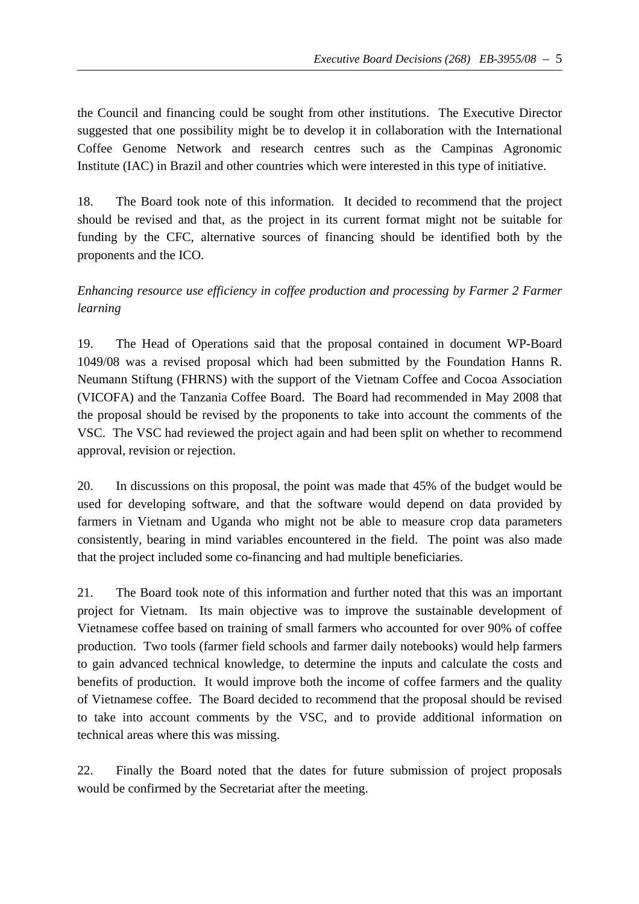the Council and financing could be sought from other institutions. The Executive Director suggested that one possibility might be to develop it in collaboration with the International Coffee Genome Network and research centres such as the Campinas Agronomic Institute (IAC) in Brazil and other countries which were interested in this type of initiative.

18. The Board took note of this information. It decided to recommend that the project should be revised and that, as the project in its current format might not be suitable for funding by the CFC, alternative sources of financing should be identified both by the proponents and the ICO.

*Enhancing resource use efficiency in coffee production and processing by Farmer 2 Farmer learning*

19. The Head of Operations said that the proposal contained in document WP-Board 1049/08 was a revised proposal which had been submitted by the Foundation Hanns R. Neumann Stiftung (FHRNS) with the support of the Vietnam Coffee and Cocoa Association (VICOFA) and the Tanzania Coffee Board. The Board had recommended in May 2008 that the proposal should be revised by the proponents to take into account the comments of the VSC. The VSC had reviewed the project again and had been split on whether to recommend approval, revision or rejection.

20. In discussions on this proposal, the point was made that 45% of the budget would be used for developing software, and that the software would depend on data provided by farmers in Vietnam and Uganda who might not be able to measure crop data parameters consistently, bearing in mind variables encountered in the field. The point was also made that the project included some co-financing and had multiple beneficiaries.

21. The Board took note of this information and further noted that this was an important project for Vietnam. Its main objective was to improve the sustainable development of Vietnamese coffee based on training of small farmers who accounted for over 90% of coffee production. Two tools (farmer field schools and farmer daily notebooks) would help farmers to gain advanced technical knowledge, to determine the inputs and calculate the costs and benefits of production. It would improve both the income of coffee farmers and the quality of Vietnamese coffee. The Board decided to recommend that the proposal should be revised to take into account comments by the VSC, and to provide additional information on technical areas where this was missing.

22. Finally the Board noted that the dates for future submission of project proposals would be confirmed by the Secretariat after the meeting.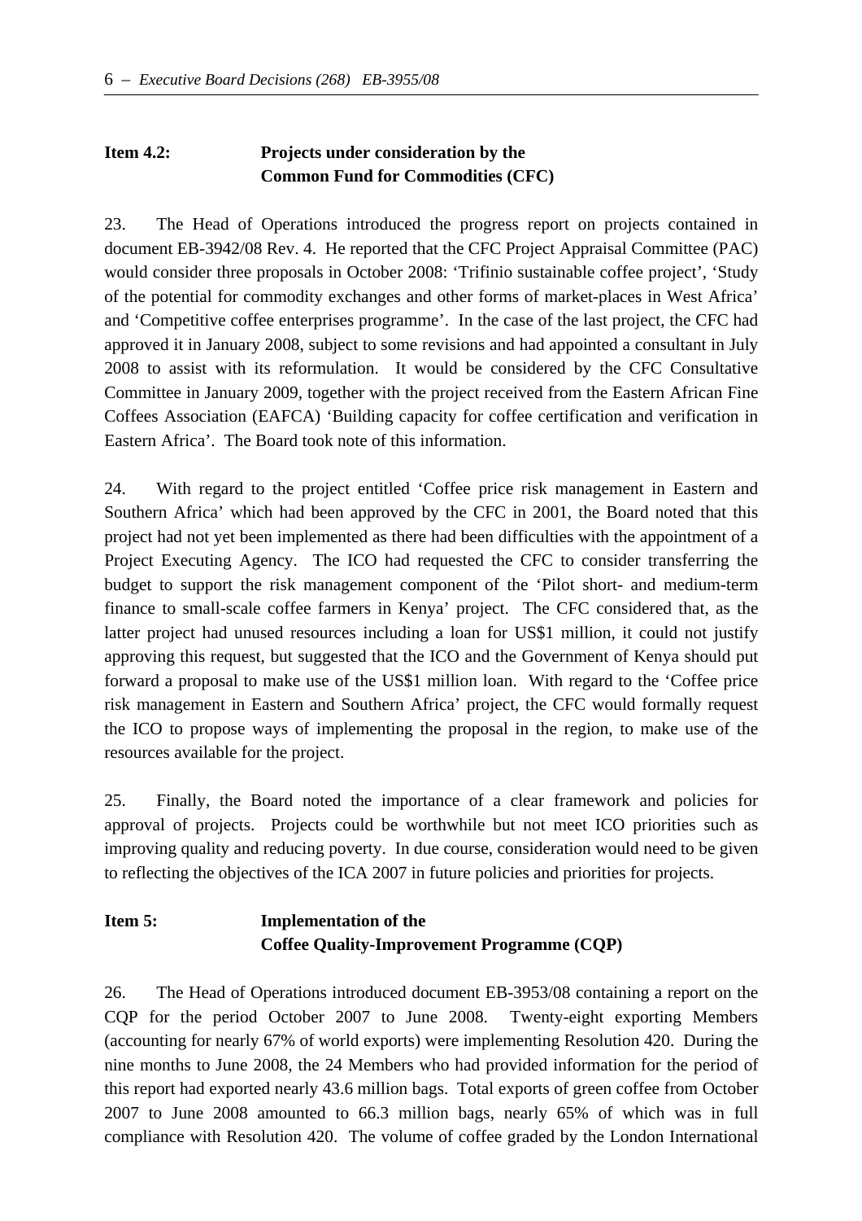## Item 4.2: Projects under consideration by the Common Fund for Commodities (CFC)

23. The Head of Operations introduced the progress report on projects contained in document EB-3942/08 Rev. 4. He reported that the CFC Project Appraisal Committee (PAC) would consider three proposals in October 2008: 'Trifinio sustainable coffee project', 'Study of the potential for commodity exchanges and other forms of market-places in West Africa' and 'Competitive coffee enterprises programme'. In the case of the last project, the CFC had approved it in January 2008, subject to some revisions and had appointed a consultant in July 2008 to assist with its reformulation. It would be considered by the CFC Consultative Committee in January 2009, together with the project received from the Eastern African Fine Coffees Association (EAFCA) 'Building capacity for coffee certification and verification in Eastern Africa'. The Board took note of this information.

24. With regard to the project entitled 'Coffee price risk management in Eastern and Southern Africa' which had been approved by the CFC in 2001, the Board noted that this project had not yet been implemented as there had been difficulties with the appointment of a Project Executing Agency. The ICO had requested the CFC to consider transferring the budget to support the risk management component of the 'Pilot short- and medium-term finance to small-scale coffee farmers in Kenya' project. The CFC considered that, as the latter project had unused resources including a loan for US$1 million, it could not justify approving this request, but suggested that the ICO and the Government of Kenya should put forward a proposal to make use of the US$1 million loan. With regard to the 'Coffee price risk management in Eastern and Southern Africa' project, the CFC would formally request the ICO to propose ways of implementing the proposal in the region, to make use of the resources available for the project.

25. Finally, the Board noted the importance of a clear framework and policies for approval of projects. Projects could be worthwhile but not meet ICO priorities such as improving quality and reducing poverty. In due course, consideration would need to be given to reflecting the objectives of the ICA 2007 in future policies and priorities for projects.

## Item 5: Implementation of the Coffee Quality-Improvement Programme (CQP)

26. The Head of Operations introduced document EB-3953/08 containing a report on the CQP for the period October 2007 to June 2008. Twenty-eight exporting Members (accounting for nearly 67% of world exports) were implementing Resolution 420. During the nine months to June 2008, the 24 Members who had provided information for the period of this report had exported nearly 43.6 million bags. Total exports of green coffee from October 2007 to June 2008 amounted to 66.3 million bags, nearly 65% of which was in full compliance with Resolution 420. The volume of coffee graded by the London International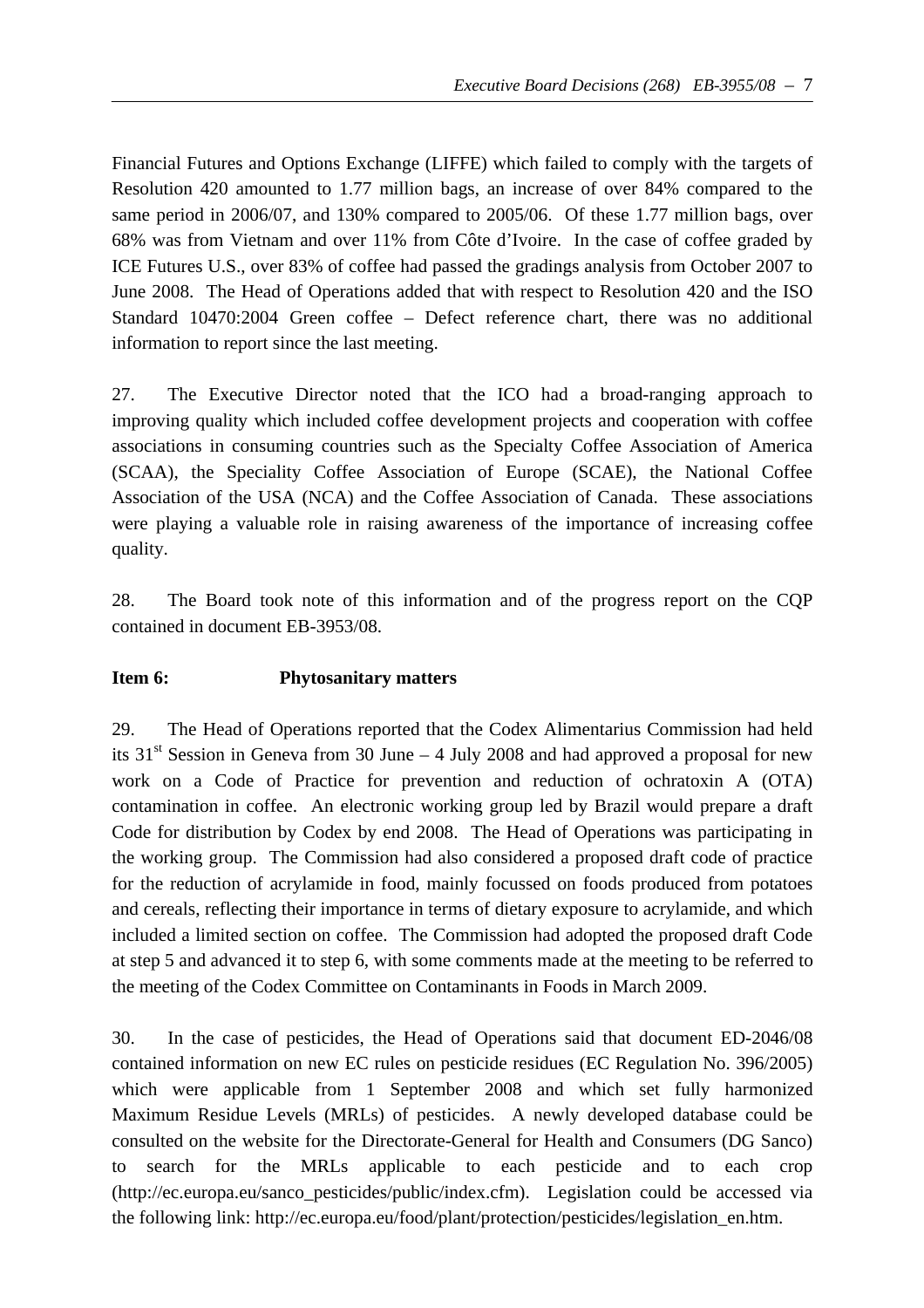Financial Futures and Options Exchange (LIFFE) which failed to comply with the targets of Resolution 420 amounted to 1.77 million bags, an increase of over 84% compared to the same period in 2006/07, and 130% compared to 2005/06. Of these 1.77 million bags, over 68% was from Vietnam and over 11% from Côte d'Ivoire. In the case of coffee graded by ICE Futures U.S., over 83% of coffee had passed the gradings analysis from October 2007 to June 2008. The Head of Operations added that with respect to Resolution 420 and the ISO Standard 10470:2004 Green coffee – Defect reference chart, there was no additional information to report since the last meeting.

27. The Executive Director noted that the ICO had a broad-ranging approach to improving quality which included coffee development projects and cooperation with coffee associations in consuming countries such as the Specialty Coffee Association of America (SCAA), the Speciality Coffee Association of Europe (SCAE), the National Coffee Association of the USA (NCA) and the Coffee Association of Canada. These associations were playing a valuable role in raising awareness of the importance of increasing coffee quality.

28. The Board took note of this information and of the progress report on the CQP contained in document EB-3953/08.

**Item 6: Phytosanitary matters**

29. The Head of Operations reported that the Codex Alimentarius Commission had held its 31st Session in Geneva from 30 June – 4 July 2008 and had approved a proposal for new work on a Code of Practice for prevention and reduction of ochratoxin A (OTA) contamination in coffee. An electronic working group led by Brazil would prepare a draft Code for distribution by Codex by end 2008. The Head of Operations was participating in the working group. The Commission had also considered a proposed draft code of practice for the reduction of acrylamide in food, mainly focussed on foods produced from potatoes and cereals, reflecting their importance in terms of dietary exposure to acrylamide, and which included a limited section on coffee. The Commission had adopted the proposed draft Code at step 5 and advanced it to step 6, with some comments made at the meeting to be referred to the meeting of the Codex Committee on Contaminants in Foods in March 2009.

30. In the case of pesticides, the Head of Operations said that document ED-2046/08 contained information on new EC rules on pesticide residues (EC Regulation No. 396/2005) which were applicable from 1 September 2008 and which set fully harmonized Maximum Residue Levels (MRLs) of pesticides. A newly developed database could be consulted on the website for the Directorate-General for Health and Consumers (DG Sanco) to search for the MRLs applicable to each pesticide and to each crop (http://ec.europa.eu/sanco_pesticides/public/index.cfm). Legislation could be accessed via the following link: http://ec.europa.eu/food/plant/protection/pesticides/legislation_en.htm.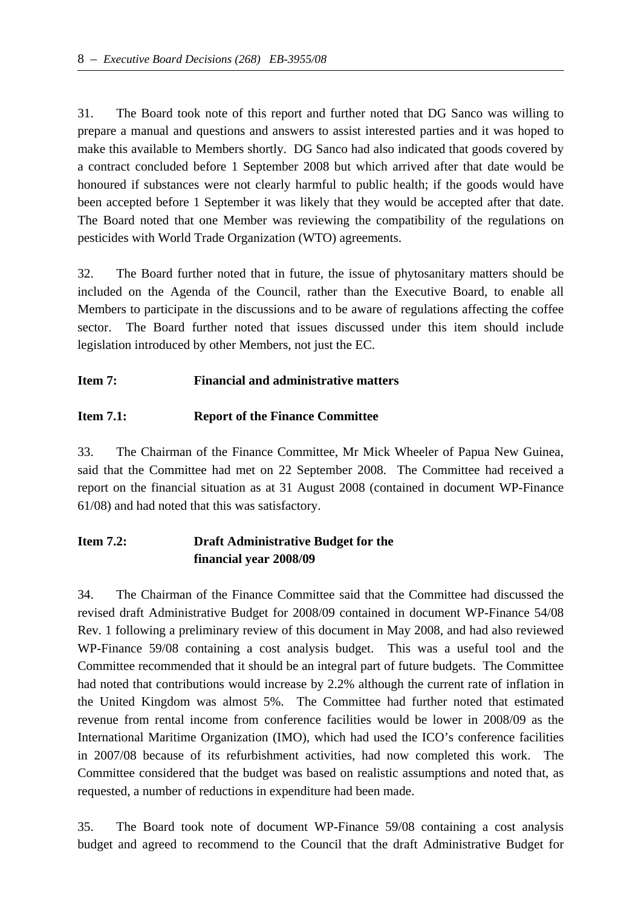31. The Board took note of this report and further noted that DG Sanco was willing to prepare a manual and questions and answers to assist interested parties and it was hoped to make this available to Members shortly. DG Sanco had also indicated that goods covered by a contract concluded before 1 September 2008 but which arrived after that date would be honoured if substances were not clearly harmful to public health; if the goods would have been accepted before 1 September it was likely that they would be accepted after that date. The Board noted that one Member was reviewing the compatibility of the regulations on pesticides with World Trade Organization (WTO) agreements.

32. The Board further noted that in future, the issue of phytosanitary matters should be included on the Agenda of the Council, rather than the Executive Board, to enable all Members to participate in the discussions and to be aware of regulations affecting the coffee sector. The Board further noted that issues discussed under this item should include legislation introduced by other Members, not just the EC.

**Item 7: Financial and administrative matters**

**Item 7.1: Report of the Finance Committee**

33. The Chairman of the Finance Committee, Mr Mick Wheeler of Papua New Guinea, said that the Committee had met on 22 September 2008. The Committee had received a report on the financial situation as at 31 August 2008 (contained in document WP-Finance 61/08) and had noted that this was satisfactory.

**Item 7.2: Draft Administrative Budget for the financial year 2008/09**

34. The Chairman of the Finance Committee said that the Committee had discussed the revised draft Administrative Budget for 2008/09 contained in document WP-Finance 54/08 Rev. 1 following a preliminary review of this document in May 2008, and had also reviewed WP-Finance 59/08 containing a cost analysis budget. This was a useful tool and the Committee recommended that it should be an integral part of future budgets. The Committee had noted that contributions would increase by 2.2% although the current rate of inflation in the United Kingdom was almost 5%. The Committee had further noted that estimated revenue from rental income from conference facilities would be lower in 2008/09 as the International Maritime Organization (IMO), which had used the ICO's conference facilities in 2007/08 because of its refurbishment activities, had now completed this work. The Committee considered that the budget was based on realistic assumptions and noted that, as requested, a number of reductions in expenditure had been made.

35. The Board took note of document WP-Finance 59/08 containing a cost analysis budget and agreed to recommend to the Council that the draft Administrative Budget for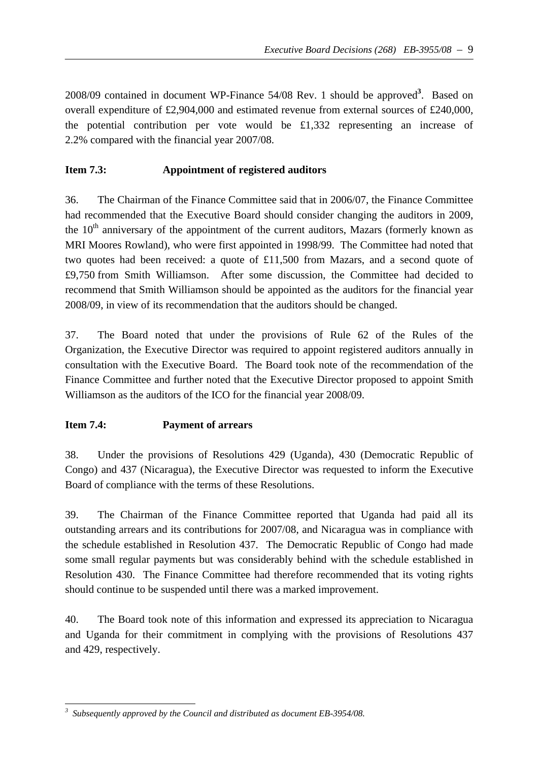2008/09 contained in document WP-Finance 54/08 Rev. 1 should be approved[3]. Based on overall expenditure of £2,904,000 and estimated revenue from external sources of £240,000, the potential contribution per vote would be £1,332 representing an increase of 2.2% compared with the financial year 2007/08.

**Item 7.3: Appointment of registered auditors**

36. The Chairman of the Finance Committee said that in 2006/07, the Finance Committee had recommended that the Executive Board should consider changing the auditors in 2009, the 10th anniversary of the appointment of the current auditors, Mazars (formerly known as MRI Moores Rowland), who were first appointed in 1998/99. The Committee had noted that two quotes had been received: a quote of £11,500 from Mazars, and a second quote of £9,750 from Smith Williamson. After some discussion, the Committee had decided to recommend that Smith Williamson should be appointed as the auditors for the financial year 2008/09, in view of its recommendation that the auditors should be changed.

37. The Board noted that under the provisions of Rule 62 of the Rules of the Organization, the Executive Director was required to appoint registered auditors annually in consultation with the Executive Board. The Board took note of the recommendation of the Finance Committee and further noted that the Executive Director proposed to appoint Smith Williamson as the auditors of the ICO for the financial year 2008/09.

**Item 7.4: Payment of arrears**

38. Under the provisions of Resolutions 429 (Uganda), 430 (Democratic Republic of Congo) and 437 (Nicaragua), the Executive Director was requested to inform the Executive Board of compliance with the terms of these Resolutions.

39. The Chairman of the Finance Committee reported that Uganda had paid all its outstanding arrears and its contributions for 2007/08, and Nicaragua was in compliance with the schedule established in Resolution 437. The Democratic Republic of Congo had made some small regular payments but was considerably behind with the schedule established in Resolution 430. The Finance Committee had therefore recommended that its voting rights should continue to be suspended until there was a marked improvement.

40. The Board took note of this information and expressed its appreciation to Nicaragua and Uganda for their commitment in complying with the provisions of Resolutions 437 and 429, respectively.

---

[3] *Subsequently approved by the Council and distributed as document EB-3954/08.*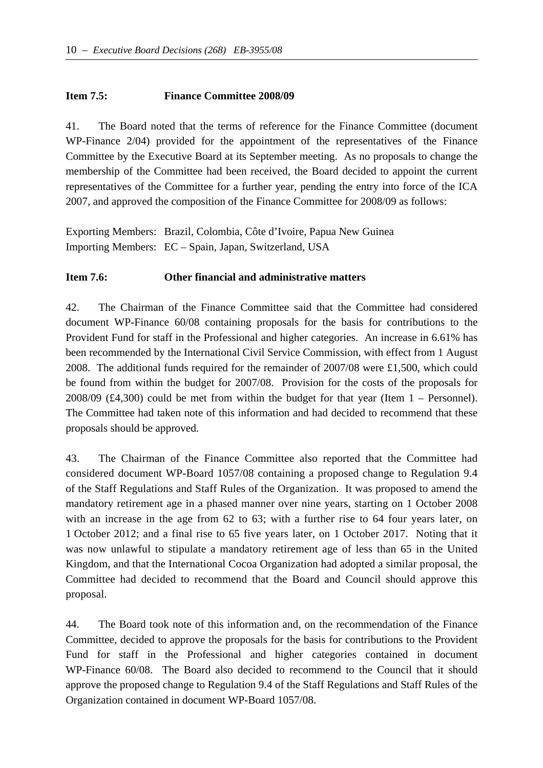**Item 7.5: Finance Committee 2008/09**

41. The Board noted that the terms of reference for the Finance Committee (document WP-Finance 2/04) provided for the appointment of the representatives of the Finance Committee by the Executive Board at its September meeting. As no proposals to change the membership of the Committee had been received, the Board decided to appoint the current representatives of the Committee for a further year, pending the entry into force of the ICA 2007, and approved the composition of the Finance Committee for 2008/09 as follows:

Exporting Members: Brazil, Colombia, Côte d'Ivoire, Papua New Guinea
Importing Members: EC – Spain, Japan, Switzerland, USA

**Item 7.6: Other financial and administrative matters**

42. The Chairman of the Finance Committee said that the Committee had considered document WP-Finance 60/08 containing proposals for the basis for contributions to the Provident Fund for staff in the Professional and higher categories. An increase in 6.61% has been recommended by the International Civil Service Commission, with effect from 1 August 2008. The additional funds required for the remainder of 2007/08 were £1,500, which could be found from within the budget for 2007/08. Provision for the costs of the proposals for 2008/09 (£4,300) could be met from within the budget for that year (Item 1 – Personnel). The Committee had taken note of this information and had decided to recommend that these proposals should be approved.

43. The Chairman of the Finance Committee also reported that the Committee had considered document WP-Board 1057/08 containing a proposed change to Regulation 9.4 of the Staff Regulations and Staff Rules of the Organization. It was proposed to amend the mandatory retirement age in a phased manner over nine years, starting on 1 October 2008 with an increase in the age from 62 to 63; with a further rise to 64 four years later, on 1 October 2012; and a final rise to 65 five years later, on 1 October 2017. Noting that it was now unlawful to stipulate a mandatory retirement age of less than 65 in the United Kingdom, and that the International Cocoa Organization had adopted a similar proposal, the Committee had decided to recommend that the Board and Council should approve this proposal.

44. The Board took note of this information and, on the recommendation of the Finance Committee, decided to approve the proposals for the basis for contributions to the Provident Fund for staff in the Professional and higher categories contained in document WP-Finance 60/08. The Board also decided to recommend to the Council that it should approve the proposed change to Regulation 9.4 of the Staff Regulations and Staff Rules of the Organization contained in document WP-Board 1057/08.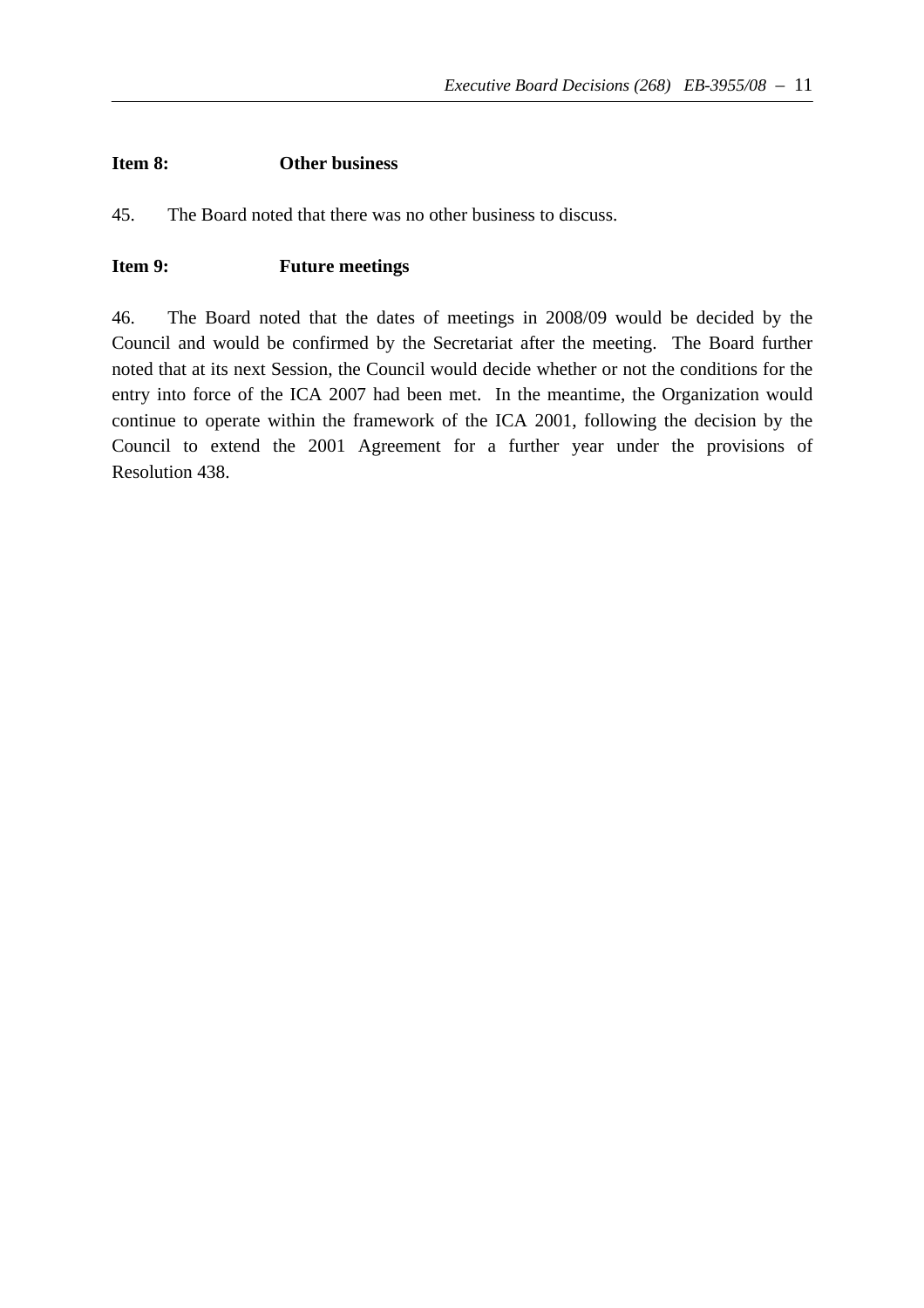**Item 8: Other business**

45. The Board noted that there was no other business to discuss.

**Item 9: Future meetings**

46. The Board noted that the dates of meetings in 2008/09 would be decided by the Council and would be confirmed by the Secretariat after the meeting. The Board further noted that at its next Session, the Council would decide whether or not the conditions for the entry into force of the ICA 2007 had been met. In the meantime, the Organization would continue to operate within the framework of the ICA 2001, following the decision by the Council to extend the 2001 Agreement for a further year under the provisions of Resolution 438.